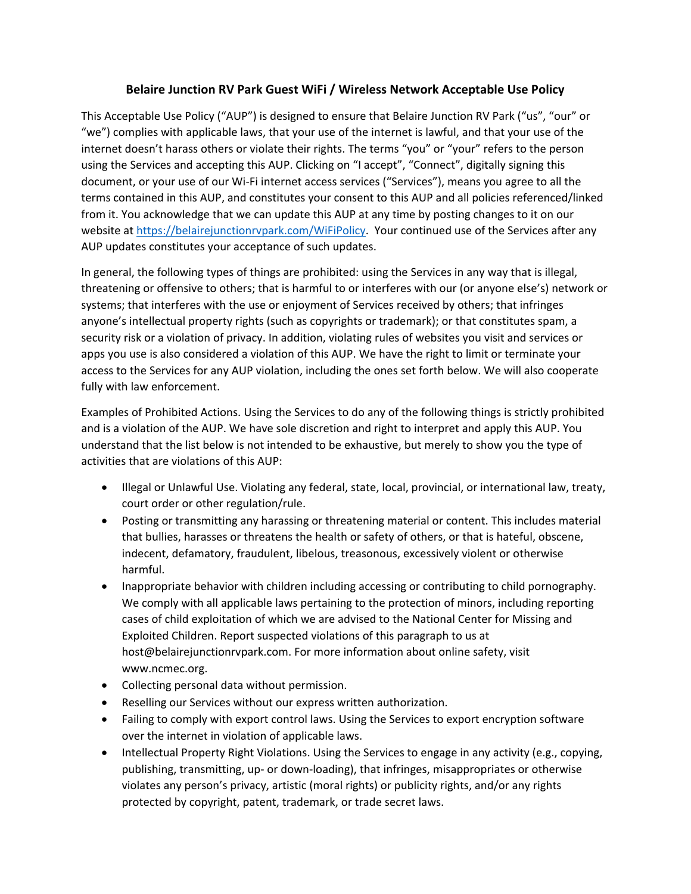# Belaire Junction RV Park Guest WiFi / Wireless Network Acceptable Use Policy

This Acceptable Use Policy ("AUP") is designed to ensure that Belaire Junction RV Park ("us", "our" or "we") complies with applicable laws, that your use of the internet is lawful, and that your use of the internet doesn't harass others or violate their rights. The terms "you" or "your" refers to the person using the Services and accepting this AUP. Clicking on "I accept", "Connect", digitally signing this document, or your use of our Wi-Fi internet access services ("Services"), means you agree to all the terms contained in this AUP, and constitutes your consent to this AUP and all policies referenced/linked from it. You acknowledge that we can update this AUP at any time by posting changes to it on our website at https://belairejunctionrvpark.com/WiFiPolicy. Your continued use of the Services after any AUP updates constitutes your acceptance of such updates.

In general, the following types of things are prohibited: using the Services in any way that is illegal, threatening or offensive to others; that is harmful to or interferes with our (or anyone else's) network or systems; that interferes with the use or enjoyment of Services received by others; that infringes anyone's intellectual property rights (such as copyrights or trademark); or that constitutes spam, a security risk or a violation of privacy. In addition, violating rules of websites you visit and services or apps you use is also considered a violation of this AUP. We have the right to limit or terminate your access to the Services for any AUP violation, including the ones set forth below. We will also cooperate fully with law enforcement.

Examples of Prohibited Actions. Using the Services to do any of the following things is strictly prohibited and is a violation of the AUP. We have sole discretion and right to interpret and apply this AUP. You understand that the list below is not intended to be exhaustive, but merely to show you the type of activities that are violations of this AUP:

- Illegal or Unlawful Use. Violating any federal, state, local, provincial, or international law, treaty, court order or other regulation/rule.
- Posting or transmitting any harassing or threatening material or content. This includes material that bullies, harasses or threatens the health or safety of others, or that is hateful, obscene, indecent, defamatory, fraudulent, libelous, treasonous, excessively violent or otherwise harmful.
- Inappropriate behavior with children including accessing or contributing to child pornography. We comply with all applicable laws pertaining to the protection of minors, including reporting cases of child exploitation of which we are advised to the National Center for Missing and Exploited Children. Report suspected violations of this paragraph to us at host@belairejunctionrvpark.com. For more information about online safety, visit www.ncmec.org.
- Collecting personal data without permission.
- Reselling our Services without our express written authorization.
- Failing to comply with export control laws. Using the Services to export encryption software over the internet in violation of applicable laws.
- Intellectual Property Right Violations. Using the Services to engage in any activity (e.g., copying, publishing, transmitting, up- or down-loading), that infringes, misappropriates or otherwise violates any person's privacy, artistic (moral rights) or publicity rights, and/or any rights protected by copyright, patent, trademark, or trade secret laws.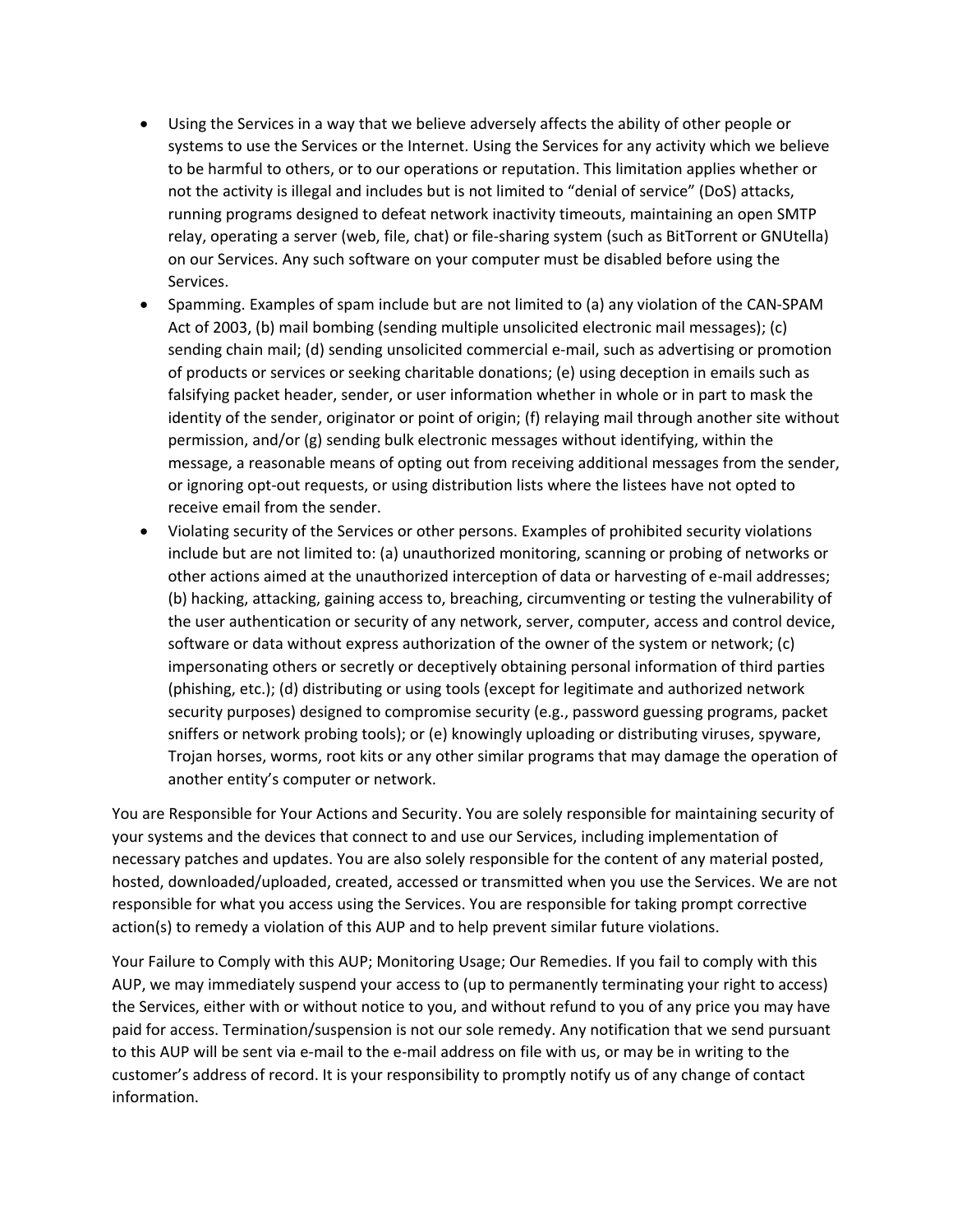- Using the Services in a way that we believe adversely affects the ability of other people or systems to use the Services or the Internet. Using the Services for any activity which we believe to be harmful to others, or to our operations or reputation. This limitation applies whether or not the activity is illegal and includes but is not limited to "denial of service" (DoS) attacks, running programs designed to defeat network inactivity timeouts, maintaining an open SMTP relay, operating a server (web, file, chat) or file-sharing system (such as BitTorrent or GNUtella) on our Services. Any such software on your computer must be disabled before using the Services.
- Spamming. Examples of spam include but are not limited to (a) any violation of the CAN-SPAM Act of 2003, (b) mail bombing (sending multiple unsolicited electronic mail messages); (c) sending chain mail; (d) sending unsolicited commercial e-mail, such as advertising or promotion of products or services or seeking charitable donations; (e) using deception in emails such as falsifying packet header, sender, or user information whether in whole or in part to mask the identity of the sender, originator or point of origin; (f) relaying mail through another site without permission, and/or (g) sending bulk electronic messages without identifying, within the message, a reasonable means of opting out from receiving additional messages from the sender, or ignoring opt-out requests, or using distribution lists where the listees have not opted to receive email from the sender.
- Violating security of the Services or other persons. Examples of prohibited security violations include but are not limited to: (a) unauthorized monitoring, scanning or probing of networks or other actions aimed at the unauthorized interception of data or harvesting of e-mail addresses; (b) hacking, attacking, gaining access to, breaching, circumventing or testing the vulnerability of the user authentication or security of any network, server, computer, access and control device, software or data without express authorization of the owner of the system or network; (c) impersonating others or secretly or deceptively obtaining personal information of third parties (phishing, etc.); (d) distributing or using tools (except for legitimate and authorized network security purposes) designed to compromise security (e.g., password guessing programs, packet sniffers or network probing tools); or (e) knowingly uploading or distributing viruses, spyware, Trojan horses, worms, root kits or any other similar programs that may damage the operation of another entity's computer or network.

You are Responsible for Your Actions and Security. You are solely responsible for maintaining security of your systems and the devices that connect to and use our Services, including implementation of necessary patches and updates. You are also solely responsible for the content of any material posted, hosted, downloaded/uploaded, created, accessed or transmitted when you use the Services. We are not responsible for what you access using the Services. You are responsible for taking prompt corrective action(s) to remedy a violation of this AUP and to help prevent similar future violations.

Your Failure to Comply with this AUP; Monitoring Usage; Our Remedies. If you fail to comply with this AUP, we may immediately suspend your access to (up to permanently terminating your right to access) the Services, either with or without notice to you, and without refund to you of any price you may have paid for access. Termination/suspension is not our sole remedy. Any notification that we send pursuant to this AUP will be sent via e-mail to the e-mail address on file with us, or may be in writing to the customer's address of record. It is your responsibility to promptly notify us of any change of contact information.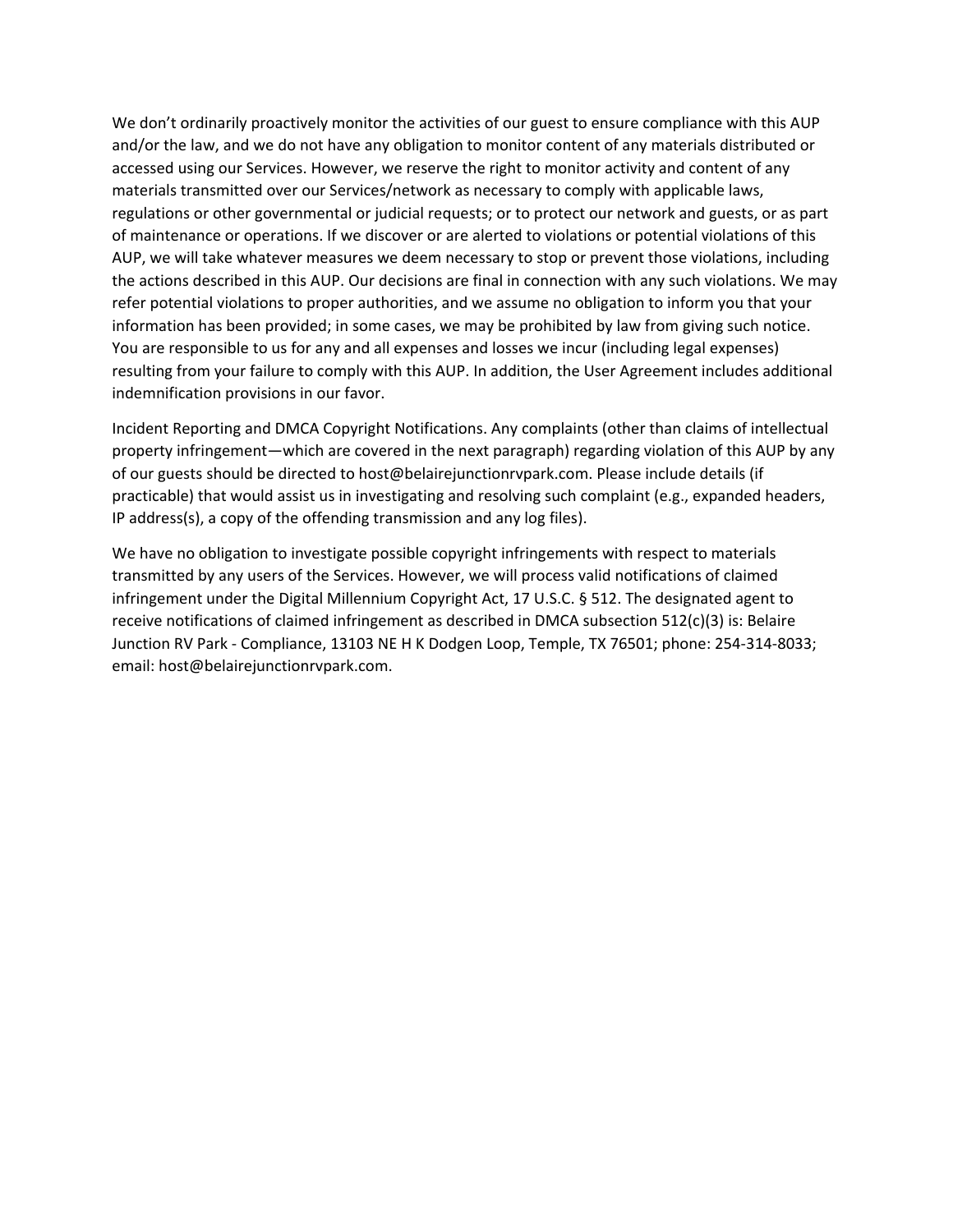We don’t ordinarily proactively monitor the activities of our guest to ensure compliance with this AUP and/or the law, and we do not have any obligation to monitor content of any materials distributed or accessed using our Services. However, we reserve the right to monitor activity and content of any materials transmitted over our Services/network as necessary to comply with applicable laws, regulations or other governmental or judicial requests; or to protect our network and guests, or as part of maintenance or operations. If we discover or are alerted to violations or potential violations of this AUP, we will take whatever measures we deem necessary to stop or prevent those violations, including the actions described in this AUP. Our decisions are final in connection with any such violations. We may refer potential violations to proper authorities, and we assume no obligation to inform you that your information has been provided; in some cases, we may be prohibited by law from giving such notice. You are responsible to us for any and all expenses and losses we incur (including legal expenses) resulting from your failure to comply with this AUP. In addition, the User Agreement includes additional indemnification provisions in our favor.

Incident Reporting and DMCA Copyright Notifications. Any complaints (other than claims of intellectual property infringement—which are covered in the next paragraph) regarding violation of this AUP by any of our guests should be directed to host@belairejunctionrvpark.com. Please include details (if practicable) that would assist us in investigating and resolving such complaint (e.g., expanded headers, IP address(s), a copy of the offending transmission and any log files).

We have no obligation to investigate possible copyright infringements with respect to materials transmitted by any users of the Services. However, we will process valid notifications of claimed infringement under the Digital Millennium Copyright Act, 17 U.S.C. § 512. The designated agent to receive notifications of claimed infringement as described in DMCA subsection 512(c)(3) is: Belaire Junction RV Park - Compliance, 13103 NE H K Dodgen Loop, Temple, TX 76501; phone: 254-314-8033; email: host@belairejunctionrvpark.com.